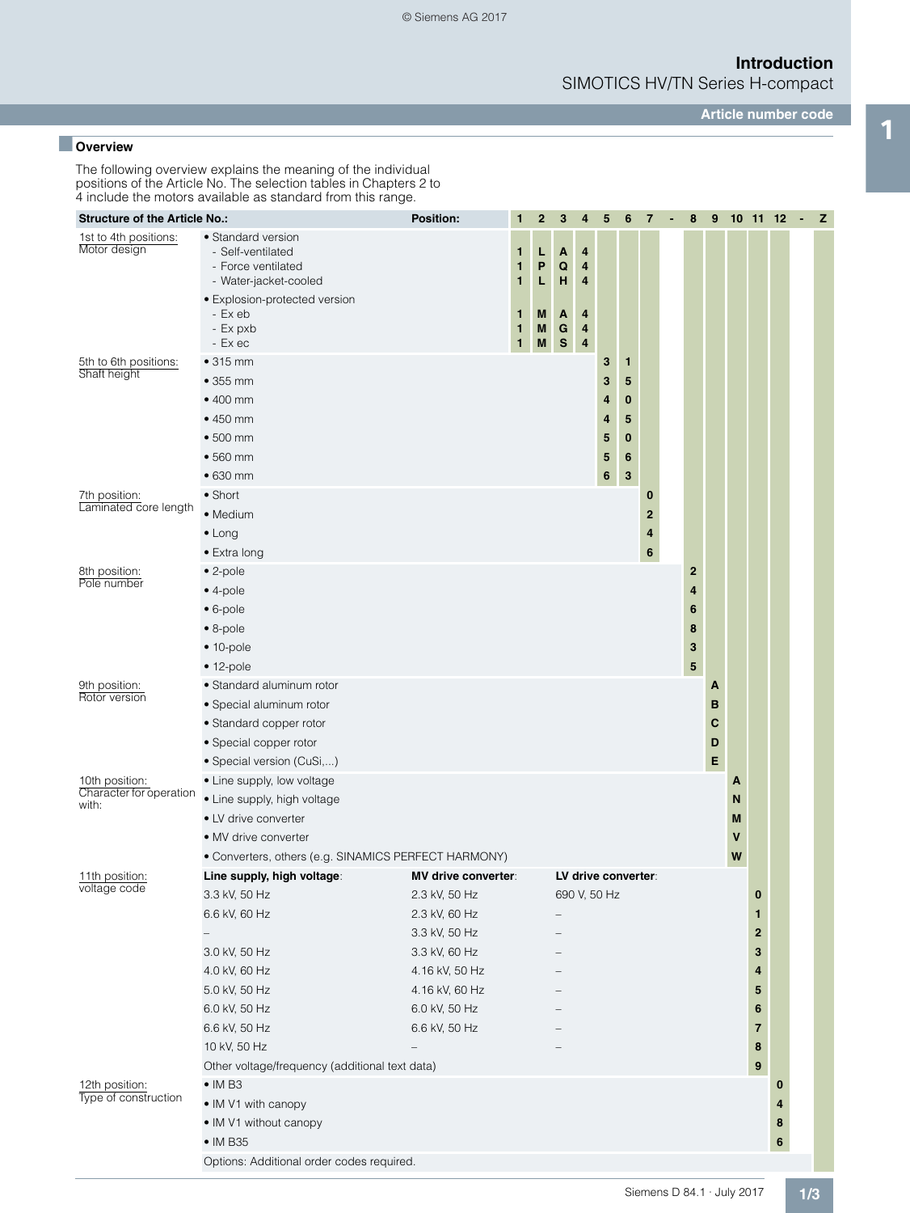## Overview

The following overview explains the meaning of the individual positions of the Article No. The selection tables in Chapters 2 to 4 include the motors available as standard from this range.

| Structure of the Article No.: | | Position: | 1 | 2 | 3 | 4 | 5 | 6 | 7 | - | 8 | 9 | 10 | 11 | 12 | - | Z |
|---|---|---|---|---|---|---|---|---|---|---|---|---|---|---|---|---|---|
| 1st to 4th positions: Motor design | • Standard version | | | | | | | | | | | | | | | | |
| | - Self-ventilated | | 1 | L | A | 4 | | | | | | | | | | | |
| | - Force ventilated | | 1 | P | Q | 4 | | | | | | | | | | | |
| | - Water-jacket-cooled | | 1 | L | H | 4 | | | | | | | | | | | |
| | • Explosion-protected version | | | | | | | | | | | | | | | | |
| | - Ex eb | | 1 | M | A | 4 | | | | | | | | | | | |
| | - Ex pxb | | 1 | M | G | 4 | | | | | | | | | | | |
| | - Ex ec | | 1 | M | S | 4 | | | | | | | | | | | |
| 5th to 6th positions: Shaft height | • 315 mm | | | | | | 3 | 1 | | | | | | | | | |
| | • 355 mm | | | | | | 3 | 5 | | | | | | | | | |
| | • 400 mm | | | | | | 4 | 0 | | | | | | | | | |
| | • 450 mm | | | | | | 4 | 5 | | | | | | | | | |
| | • 500 mm | | | | | | 5 | 0 | | | | | | | | | |
| | • 560 mm | | | | | | 5 | 6 | | | | | | | | | |
| | • 630 mm | | | | | | 6 | 3 | | | | | | | | | |
| 7th position: Laminated core length | • Short | | | | | | | | 0 | | | | | | | | |
| | • Medium | | | | | | | | 2 | | | | | | | | |
| | • Long | | | | | | | | 4 | | | | | | | | |
| | • Extra long | | | | | | | | 6 | | | | | | | | |
| 8th position: Pole number | • 2-pole | | | | | | | | | | 2 | | | | | | |
| | • 4-pole | | | | | | | | | | 4 | | | | | | |
| | • 6-pole | | | | | | | | | | 6 | | | | | | |
| | • 8-pole | | | | | | | | | | 8 | | | | | | |
| | • 10-pole | | | | | | | | | | 3 | | | | | | |
| | • 12-pole | | | | | | | | | | 5 | | | | | | |
| 9th position: Rotor version | • Standard aluminum rotor | | | | | | | | | | | A | | | | | |
| | • Special aluminum rotor | | | | | | | | | | | B | | | | | |
| | • Standard copper rotor | | | | | | | | | | | C | | | | | |
| | • Special copper rotor | | | | | | | | | | | D | | | | | |
| | • Special version (CuSi,...) | | | | | | | | | | | E | | | | | |
| 10th position: Character for operation with: | • Line supply, low voltage | | | | | | | | | | | | A | | | | |
| | • Line supply, high voltage | | | | | | | | | | | | N | | | | |
| | • LV drive converter | | | | | | | | | | | | M | | | | |
| | • MV drive converter | | | | | | | | | | | | V | | | | |
| | • Converters, others (e.g. SINAMICS PERFECT HARMONY) | | | | | | | | | | | | W | | | | |
| 11th position: voltage code | **Line supply, high voltage**: | **MV drive converter**: | **LV drive converter**: | | | | | | | | | | | | | | |
| | 3.3 kV, 50 Hz | 2.3 kV, 50 Hz | 690 V, 50 Hz | | | | | | | | | | | 0 | | | |
| | 6.6 kV, 60 Hz | 2.3 kV, 60 Hz | – | | | | | | | | | | | 1 | | | |
| | – | 3.3 kV, 50 Hz | – | | | | | | | | | | | 2 | | | |
| | 3.0 kV, 50 Hz | 3.3 kV, 60 Hz | – | | | | | | | | | | | 3 | | | |
| | 4.0 kV, 60 Hz | 4.16 kV, 50 Hz | – | | | | | | | | | | | 4 | | | |
| | 5.0 kV, 50 Hz | 4.16 kV, 60 Hz | – | | | | | | | | | | | 5 | | | |
| | 6.0 kV, 50 Hz | 6.0 kV, 50 Hz | – | | | | | | | | | | | 6 | | | |
| | 6.6 kV, 50 Hz | 6.6 kV, 50 Hz | – | | | | | | | | | | | 7 | | | |
| | 10 kV, 50 Hz | – | – | | | | | | | | | | | 8 | | | |
| | Other voltage/frequency (additional text data) | | | | | | | | | | | | | 9 | | | |
| 12th position: Type of construction | • IM B3 | | | | | | | | | | | | | | 0 | | |
| | • IM V1 with canopy | | | | | | | | | | | | | | 4 | | |
| | • IM V1 without canopy | | | | | | | | | | | | | | 8 | | |
| | • IM B35 | | | | | | | | | | | | | | 6 | | |
| | Options: Additional order codes required. | | | | | | | | | | | | | | | | |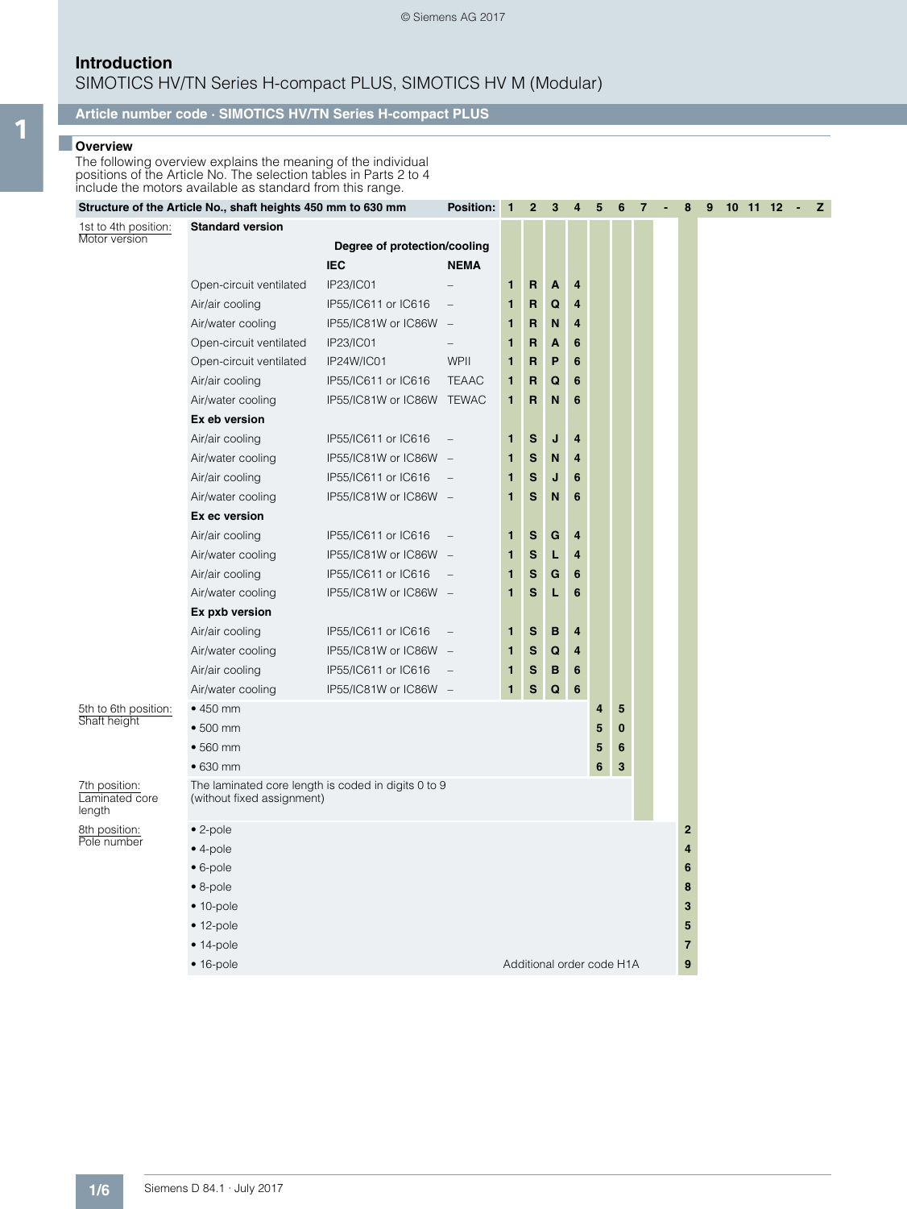# Introduction

SIMOTICS HV/TN Series H-compact PLUS, SIMOTICS HV M (Modular)

## Article number code · SIMOTICS HV/TN Series H-compact PLUS

### Overview

The following overview explains the meaning of the individual positions of the Article No. The selection tables in Parts 2 to 4 include the motors available as standard from this range.

| Structure of the Article No., shaft heights 450 mm to 630 mm | | | Position: | 1 | 2 | 3 | 4 | 5 | 6 | 7 | - | 8 | 9 | 10 | 11 | 12 | - | Z |
|---|---|---|---|---|---|---|---|---|---|---|---|---|---|---|---|---|---|---|
| 1st to 4th position: Motor version | **Standard version** | | | | | | | | | | | | | | | | | |
| | | **Degree of protection/cooling** | | | | | | | | | | | | | | | | |
| | | **IEC** | **NEMA** | | | | | | | | | | | | | | | |
| | Open-circuit ventilated | IP23/IC01 | – | 1 | R | A | 4 | | | | | | | | | | | |
| | Air/air cooling | IP55/IC611 or IC616 | – | 1 | R | Q | 4 | | | | | | | | | | | |
| | Air/water cooling | IP55/IC81W or IC86W | – | 1 | R | N | 4 | | | | | | | | | | | |
| | Open-circuit ventilated | IP23/IC01 | – | 1 | R | A | 6 | | | | | | | | | | | |
| | Open-circuit ventilated | IP24W/IC01 | WPII | 1 | R | P | 6 | | | | | | | | | | | |
| | Air/air cooling | IP55/IC611 or IC616 | TEAAC | 1 | R | Q | 6 | | | | | | | | | | | |
| | Air/water cooling | IP55/IC81W or IC86W | TEWAC | 1 | R | N | 6 | | | | | | | | | | | |
| | **Ex eb version** | | | | | | | | | | | | | | | | | |
| | Air/air cooling | IP55/IC611 or IC616 | – | 1 | S | J | 4 | | | | | | | | | | | |
| | Air/water cooling | IP55/IC81W or IC86W | – | 1 | S | N | 4 | | | | | | | | | | | |
| | Air/air cooling | IP55/IC611 or IC616 | – | 1 | S | J | 6 | | | | | | | | | | | |
| | Air/water cooling | IP55/IC81W or IC86W | – | 1 | S | N | 6 | | | | | | | | | | | |
| | **Ex ec version** | | | | | | | | | | | | | | | | | |
| | Air/air cooling | IP55/IC611 or IC616 | – | 1 | S | G | 4 | | | | | | | | | | | |
| | Air/water cooling | IP55/IC81W or IC86W | – | 1 | S | L | 4 | | | | | | | | | | | |
| | Air/air cooling | IP55/IC611 or IC616 | – | 1 | S | G | 6 | | | | | | | | | | | |
| | Air/water cooling | IP55/IC81W or IC86W | – | 1 | S | L | 6 | | | | | | | | | | | |
| | **Ex pxb version** | | | | | | | | | | | | | | | | | |
| | Air/air cooling | IP55/IC611 or IC616 | – | 1 | S | B | 4 | | | | | | | | | | | |
| | Air/water cooling | IP55/IC81W or IC86W | – | 1 | S | Q | 4 | | | | | | | | | | | |
| | Air/air cooling | IP55/IC611 or IC616 | – | 1 | S | B | 6 | | | | | | | | | | | |
| | Air/water cooling | IP55/IC81W or IC86W | – | 1 | S | Q | 6 | | | | | | | | | | | |
| 5th to 6th position: Shaft height | • 450 mm | | | | | | | 4 | 5 | | | | | | | | | |
| | • 500 mm | | | | | | | 5 | 0 | | | | | | | | | |
| | • 560 mm | | | | | | | 5 | 6 | | | | | | | | | |
| | • 630 mm | | | | | | | 6 | 3 | | | | | | | | | |
| 7th position: Laminated core length | The laminated core length is coded in digits 0 to 9 (without fixed assignment) | | | | | | | | | | | | | | | | | |
| 8th position: Pole number | • 2-pole | | | | | | | | | | | 2 | | | | | | |
| | • 4-pole | | | | | | | | | | | 4 | | | | | | |
| | • 6-pole | | | | | | | | | | | 6 | | | | | | |
| | • 8-pole | | | | | | | | | | | 8 | | | | | | |
| | • 10-pole | | | | | | | | | | | 3 | | | | | | |
| | • 12-pole | | | | | | | | | | | 5 | | | | | | |
| | • 14-pole | | | | | | | | | | | 7 | | | | | | |
| | • 16-pole | | | Additional order code H1A | | | | | | | | 9 | | | | | | |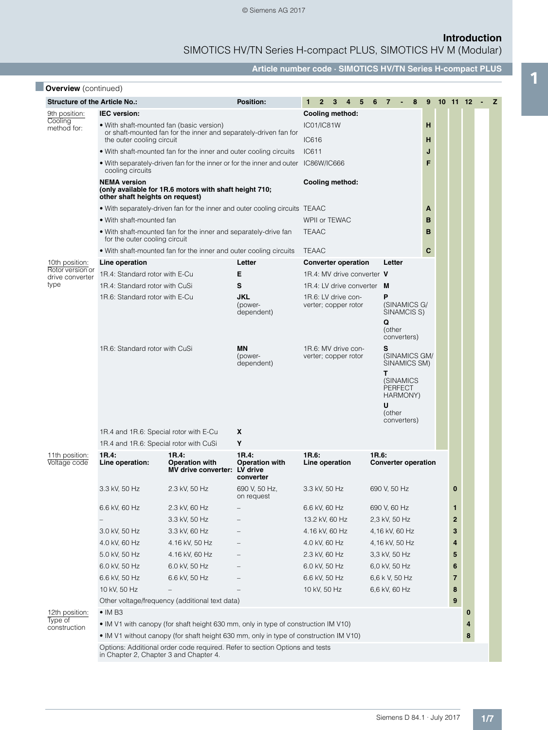## Article number code · SIMOTICS HV/TN Series H-compact PLUS

### Overview (continued)

| Structure of the Article No.: | | | Position: | | 1 2 3 4 5 6 7 - 8 | 9 | 10 | 11 | 12 | - Z |
|---|---|---|---|---|---|---|---|---|---|---|
| 9th position: Cooling method for: | **IEC version:** | | | **Cooling method:** | | | | | | |
| | • With shaft-mounted fan (basic version) or shaft-mounted fan for the inner and separately-driven fan for the outer cooling circuit | | | IC01/IC81W | | **H** | | | | |
| | | | | IC616 | | **H** | | | | |
| | • With shaft-mounted fan for the inner and outer cooling circuits | | | IC611 | | **J** | | | | |
| | • With separately-driven fan for the inner or for the inner and outer cooling circuits | | | IC86W/IC666 | | **F** | | | | |
| | **NEMA version (only available for 1R.6 motors with shaft height 710; other shaft heights on request)** | | | **Cooling method:** | | | | | | |
| | • With separately-driven fan for the inner and outer cooling circuits | | | TEAAC | | **A** | | | | |
| | • With shaft-mounted fan | | | WPII or TEWAC | | **B** | | | | |
| | • With shaft-mounted fan for the inner and separately-drive fan for the outer cooling circuit | | | TEAAC | | **B** | | | | |
| | • With shaft-mounted fan for the inner and outer cooling circuits | | | TEAAC | | **C** | | | | |
| 10th position: Rotor version or drive converter type | **Line operation** | | **Letter** | **Converter operation** | **Letter** | | | | | |
| | 1R.4: Standard rotor with E-Cu | | **E** | 1R.4: MV drive converter | **V** | | | | | |
| | 1R.4: Standard rotor with CuSi | | **S** | 1R.4: LV drive converter | **M** | | | | | |
| | 1R.6: Standard rotor with E-Cu | | **JKL** (power-dependent) | 1R.6: LV drive converter; copper rotor | **P** (SINAMICS G/ SINAMCIS S) **Q** (other converters) | | | | | |
| | 1R.6: Standard rotor with CuSi | | **MN** (power-dependent) | 1R.6: MV drive converter; copper rotor | **S** (SINAMICS GM/ SINAMICS SM) **T** (SINAMICS PERFECT HARMONY) **U** (other converters) | | | | | |
| | 1R.4 and 1R.6: Special rotor with E-Cu | | **X** | | | | | | | |
| | 1R.4 and 1R.6: Special rotor with CuSi | | **Y** | | | | | | | |
| 11th position: Voltage code | **1R.4: Line operation:** | **1R.4: Operation with MV drive converter:** | **1R.4: Operation with LV drive converter** | **1R.6: Line operation** | **1R.6: Converter operation** | | | | | |
| | 3.3 kV, 50 Hz | 2.3 kV, 50 Hz | 690 V, 50 Hz, on request | 3.3 kV, 50 Hz | 690 V, 50 Hz | | | **0** | | |
| | 6.6 kV, 60 Hz | 2.3 kV, 60 Hz | – | 6.6 kV, 60 Hz | 690 V, 60 Hz | | | **1** | | |
| | – | 3.3 kV, 50 Hz | – | 13.2 kV, 60 Hz | 2,3 kV, 50 Hz | | | **2** | | |
| | 3.0 kV, 50 Hz | 3.3 kV, 60 Hz | – | 4.16 kV, 60 Hz | 4,16 kV, 60 Hz | | | **3** | | |
| | 4.0 kV, 60 Hz | 4.16 kV, 50 Hz | – | 4.0 kV, 60 Hz | 4,16 kV, 50 Hz | | | **4** | | |
| | 5.0 kV, 50 Hz | 4.16 kV, 60 Hz | – | 2.3 kV, 60 Hz | 3,3 kV, 50 Hz | | | **5** | | |
| | 6.0 kV, 50 Hz | 6.0 kV, 50 Hz | – | 6.0 kV, 50 Hz | 6,0 kV, 50 Hz | | | **6** | | |
| | 6.6 kV, 50 Hz | 6.6 kV, 50 Hz | – | 6.6 kV, 50 Hz | 6,6 k V, 50 Hz | | | **7** | | |
| | 10 kV, 50 Hz | – | – | 10 kV, 50 Hz | 6,6 kV, 60 Hz | | | **8** | | |
| | Other voltage/frequency (additional text data) | | | | | | | **9** | | |
| 12th position: Type of construction | • IM B3 | | | | | | | | **0** | |
| | • IM V1 with canopy (for shaft height 630 mm, only in type of construction IM V10) | | | | | | | | **4** | |
| | • IM V1 without canopy (for shaft height 630 mm, only in type of construction IM V10) | | | | | | | | **8** | |
| | Options: Additional order code required. Refer to section Options and tests in Chapter 2, Chapter 3 and Chapter 4. | | | | | | | | | **Z** |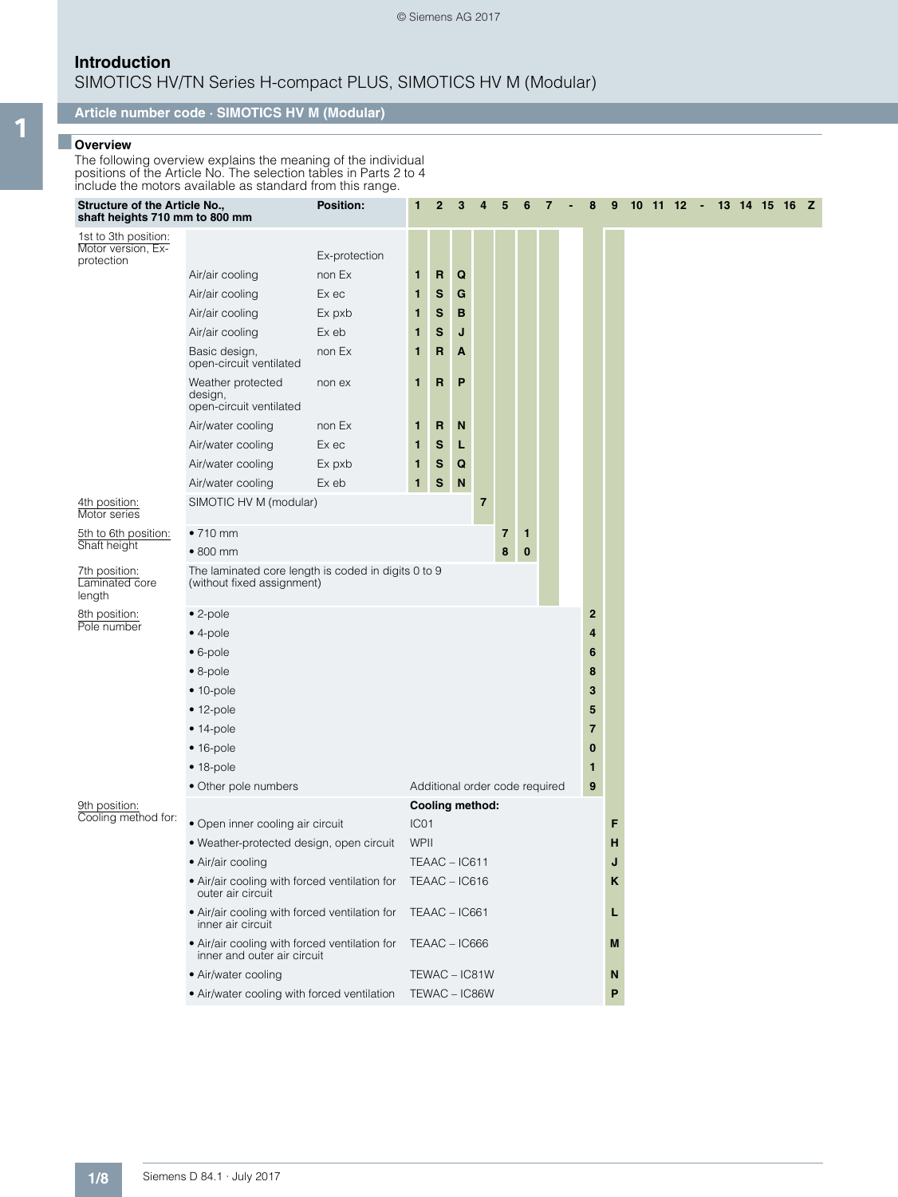# Introduction

## SIMOTICS HV/TN Series H-compact PLUS, SIMOTICS HV M (Modular)

### Article number code · SIMOTICS HV M (Modular)

#### Overview

The following overview explains the meaning of the individual positions of the Article No. The selection tables in Parts 2 to 4 include the motors available as standard from this range.

| Structure of the Article No., shaft heights 710 mm to 800 mm | | Position: | 1 | 2 | 3 | 4 | 5 | 6 | 7 | - | 8 | 9 | 10 | 11 | 12 | - | 13 | 14 | 15 | 16 | Z |
|---|---|---|---|---|---|---|---|---|---|---|---|---|---|---|---|---|---|---|---|---|---|
| 1st to 3th position: Motor version, Ex-protection | | Ex-protection | | | | | | | | | | | | | | | | | | | |
| | Air/air cooling | non Ex | 1 | R | Q | | | | | | | | | | | | | | | | |
| | Air/air cooling | Ex ec | 1 | S | G | | | | | | | | | | | | | | | | |
| | Air/air cooling | Ex pxb | 1 | S | B | | | | | | | | | | | | | | | | |
| | Air/air cooling | Ex eb | 1 | S | J | | | | | | | | | | | | | | | | |
| | Basic design, open-circuit ventilated | non Ex | 1 | R | A | | | | | | | | | | | | | | | | |
| | Weather protected design, open-circuit ventilated | non ex | 1 | R | P | | | | | | | | | | | | | | | | |
| | Air/water cooling | non Ex | 1 | R | N | | | | | | | | | | | | | | | | |
| | Air/water cooling | Ex ec | 1 | S | L | | | | | | | | | | | | | | | | |
| | Air/water cooling | Ex pxb | 1 | S | Q | | | | | | | | | | | | | | | | |
| | Air/water cooling | Ex eb | 1 | S | N | | | | | | | | | | | | | | | | |
| 4th position: Motor series | SIMOTIC HV M (modular) | | | | | 7 | | | | | | | | | | | | | | | |
| 5th to 6th position: Shaft height | • 710 mm | | | | | | 7 | 1 | | | | | | | | | | | | | |
| | • 800 mm | | | | | | 8 | 0 | | | | | | | | | | | | | |
| 7th position: Laminated core length | The laminated core length is coded in digits 0 to 9 (without fixed assignment) | | | | | | | | | | | | | | | | | | | | |
| 8th position: Pole number | • 2-pole | | | | | | | | | | 2 | | | | | | | | | | |
| | • 4-pole | | | | | | | | | | 4 | | | | | | | | | | |
| | • 6-pole | | | | | | | | | | 6 | | | | | | | | | | |
| | • 8-pole | | | | | | | | | | 8 | | | | | | | | | | |
| | • 10-pole | | | | | | | | | | 3 | | | | | | | | | | |
| | • 12-pole | | | | | | | | | | 5 | | | | | | | | | | |
| | • 14-pole | | | | | | | | | | 7 | | | | | | | | | | |
| | • 16-pole | | | | | | | | | | 0 | | | | | | | | | | |
| | • 18-pole | | | | | | | | | | 1 | | | | | | | | | | |
| | • Other pole numbers | Additional order code required | | | | | | | | | 9 | | | | | | | | | | |
| 9th position: Cooling method for: | | Cooling method: | | | | | | | | | | | | | | | | | | | |
| | • Open inner cooling air circuit | IC01 | | | | | | | | | | F | | | | | | | | | |
| | • Weather-protected design, open circuit | WPII | | | | | | | | | | H | | | | | | | | | |
| | • Air/air cooling | TEAAC – IC611 | | | | | | | | | | J | | | | | | | | | |
| | • Air/air cooling with forced ventilation for outer air circuit | TEAAC – IC616 | | | | | | | | | | K | | | | | | | | | |
| | • Air/air cooling with forced ventilation for inner air circuit | TEAAC – IC661 | | | | | | | | | | L | | | | | | | | | |
| | • Air/air cooling with forced ventilation for inner and outer air circuit | TEAAC – IC666 | | | | | | | | | | M | | | | | | | | | |
| | • Air/water cooling | TEWAC – IC81W | | | | | | | | | | N | | | | | | | | | |
| | • Air/water cooling with forced ventilation | TEWAC – IC86W | | | | | | | | | | P | | | | | | | | | |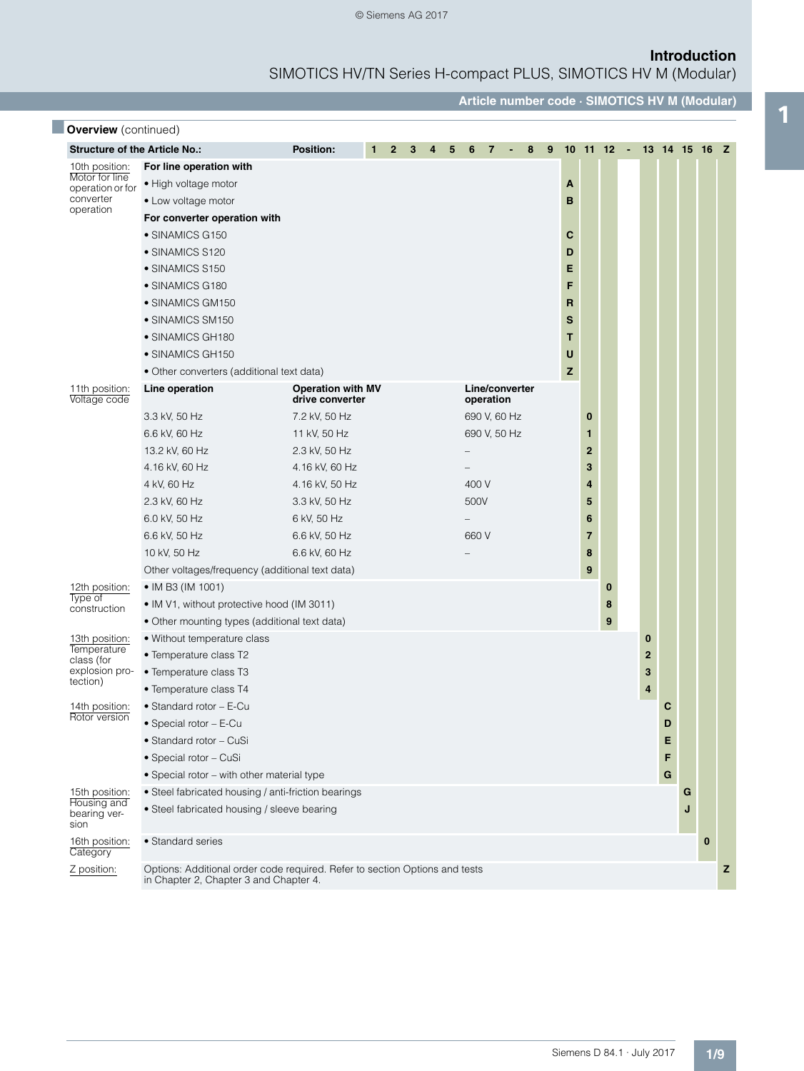## Overview (continued)

| Structure of the Article No.: | | Position: | 1 | 2 | 3 | 4 | 5 | 6 | 7 | - | 8 | 9 | 10 | 11 | 12 | - | 13 | 14 | 15 | 16 | Z |
|---|---|---|---|---|---|---|---|---|---|---|---|---|---|---|---|---|---|---|---|---|---|
| 10th position: Motor for line operation or for converter operation | **For line operation with** | | | | | | | | | | | | | | | | | | | | |
| | • High voltage motor | | | | | | | | | | | | A | | | | | | | | |
| | • Low voltage motor | | | | | | | | | | | | B | | | | | | | | |
| | **For converter operation with** | | | | | | | | | | | | | | | | | | | | |
| | • SINAMICS G150 | | | | | | | | | | | | C | | | | | | | | |
| | • SINAMICS S120 | | | | | | | | | | | | D | | | | | | | | |
| | • SINAMICS S150 | | | | | | | | | | | | E | | | | | | | | |
| | • SINAMICS G180 | | | | | | | | | | | | F | | | | | | | | |
| | • SINAMICS GM150 | | | | | | | | | | | | R | | | | | | | | |
| | • SINAMICS SM150 | | | | | | | | | | | | S | | | | | | | | |
| | • SINAMICS GH180 | | | | | | | | | | | | T | | | | | | | | |
| | • SINAMICS GH150 | | | | | | | | | | | | U | | | | | | | | |
| | • Other converters (additional text data) | | | | | | | | | | | | Z | | | | | | | | |
| 11th position: Voltage code | **Line operation** | **Operation with MV drive converter** | | | | | | | **Line/converter operation** | | | | | | | | | | | | |
| | 3.3 kV, 50 Hz | 7.2 kV, 50 Hz | | | | | | | 690 V, 60 Hz | | | | | 0 | | | | | | | |
| | 6.6 kV, 60 Hz | 11 kV, 50 Hz | | | | | | | 690 V, 50 Hz | | | | | 1 | | | | | | | |
| | 13.2 kV, 60 Hz | 2.3 kV, 50 Hz | | | | | | | – | | | | | 2 | | | | | | | |
| | 4.16 kV, 60 Hz | 4.16 kV, 60 Hz | | | | | | | – | | | | | 3 | | | | | | | |
| | 4 kV, 60 Hz | 4.16 kV, 50 Hz | | | | | | | 400 V | | | | | 4 | | | | | | | |
| | 2.3 kV, 60 Hz | 3.3 kV, 50 Hz | | | | | | | 500V | | | | | 5 | | | | | | | |
| | 6.0 kV, 50 Hz | 6 kV, 50 Hz | | | | | | | – | | | | | 6 | | | | | | | |
| | 6.6 kV, 50 Hz | 6.6 kV, 50 Hz | | | | | | | 660 V | | | | | 7 | | | | | | | |
| | 10 kV, 50 Hz | 6.6 kV, 60 Hz | | | | | | | – | | | | | 8 | | | | | | | |
| | Other voltages/frequency (additional text data) | | | | | | | | | | | | | 9 | | | | | | | |
| 12th position: Type of construction | • IM B3 (IM 1001) | | | | | | | | | | | | | | 0 | | | | | | |
| | • IM V1, without protective hood (IM 3011) | | | | | | | | | | | | | | 8 | | | | | | |
| | • Other mounting types (additional text data) | | | | | | | | | | | | | | 9 | | | | | | |
| 13th position: Temperature class (for explosion protection) | • Without temperature class | | | | | | | | | | | | | | | | 0 | | | | |
| | • Temperature class T2 | | | | | | | | | | | | | | | | 2 | | | | |
| | • Temperature class T3 | | | | | | | | | | | | | | | | 3 | | | | |
| | • Temperature class T4 | | | | | | | | | | | | | | | | 4 | | | | |
| 14th position: Rotor version | • Standard rotor – E-Cu | | | | | | | | | | | | | | | | | C | | | |
| | • Special rotor – E-Cu | | | | | | | | | | | | | | | | | D | | | |
| | • Standard rotor – CuSi | | | | | | | | | | | | | | | | | E | | | |
| | • Special rotor – CuSi | | | | | | | | | | | | | | | | | F | | | |
| | • Special rotor – with other material type | | | | | | | | | | | | | | | | | G | | | |
| 15th position: Housing and bearing version | • Steel fabricated housing / anti-friction bearings | | | | | | | | | | | | | | | | | | G | | |
| | • Steel fabricated housing / sleeve bearing | | | | | | | | | | | | | | | | | | J | | |
| 16th position: Category | • Standard series | | | | | | | | | | | | | | | | | | | 0 | |
| Z position: | Options: Additional order code required. Refer to section Options and tests in Chapter 2, Chapter 3 and Chapter 4. | | | | | | | | | | | | | | | | | | | | Z |